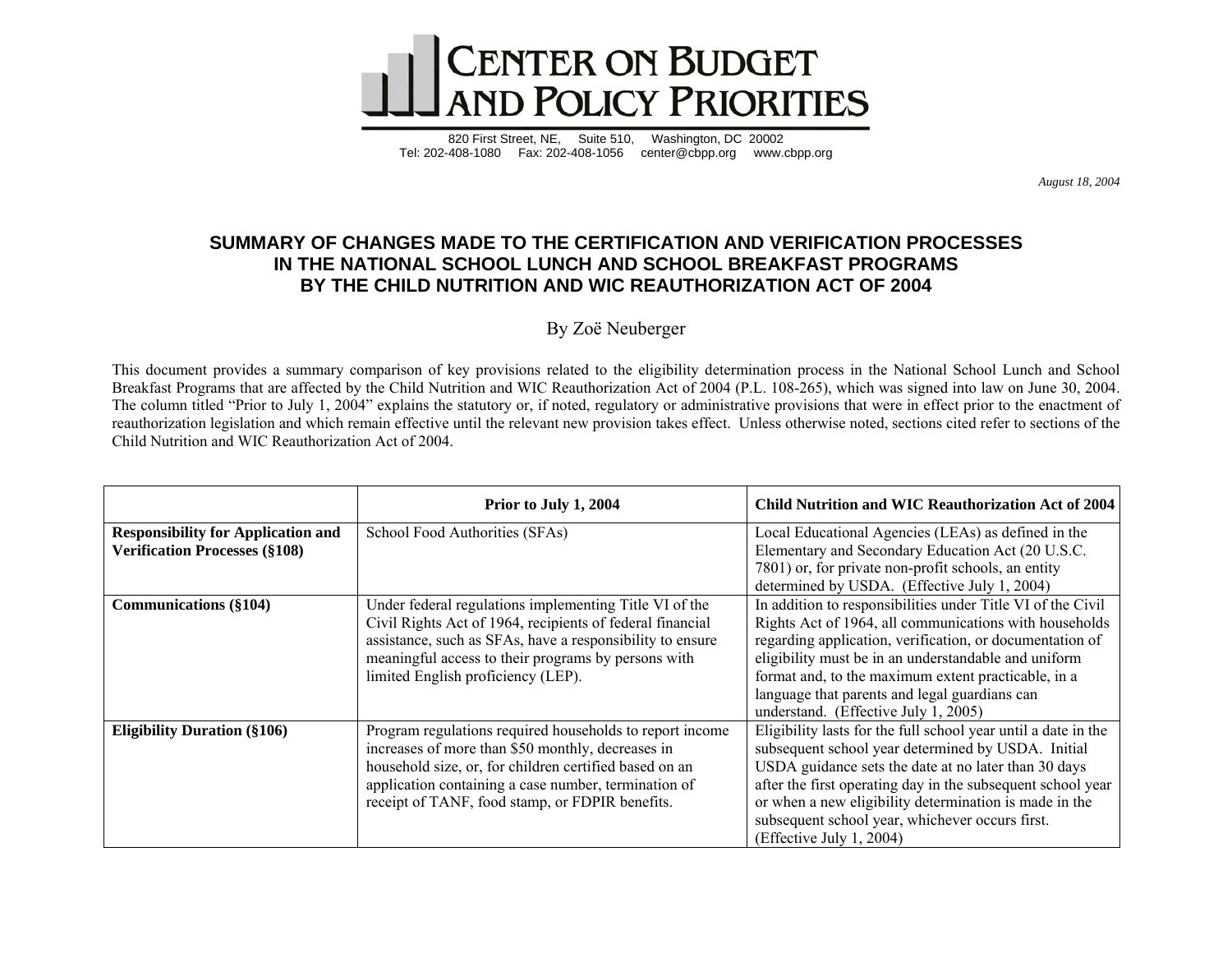# Center on Budget and Policy Priorities

820 First Street, NE, Suite 510, Washington, DC 20002
Tel: 202-408-1080 Fax: 202-408-1056 center@cbpp.org www.cbpp.org

*August 18, 2004*

## SUMMARY OF CHANGES MADE TO THE CERTIFICATION AND VERIFICATION PROCESSES IN THE NATIONAL SCHOOL LUNCH AND SCHOOL BREAKFAST PROGRAMS BY THE CHILD NUTRITION AND WIC REAUTHORIZATION ACT OF 2004

By Zoë Neuberger

This document provides a summary comparison of key provisions related to the eligibility determination process in the National School Lunch and School Breakfast Programs that are affected by the Child Nutrition and WIC Reauthorization Act of 2004 (P.L. 108-265), which was signed into law on June 30, 2004. The column titled "Prior to July 1, 2004" explains the statutory or, if noted, regulatory or administrative provisions that were in effect prior to the enactment of reauthorization legislation and which remain effective until the relevant new provision takes effect. Unless otherwise noted, sections cited refer to sections of the Child Nutrition and WIC Reauthorization Act of 2004.

| | **Prior to July 1, 2004** | **Child Nutrition and WIC Reauthorization Act of 2004** |
|---|---|---|
| **Responsibility for Application and Verification Processes (§108)** | School Food Authorities (SFAs) | Local Educational Agencies (LEAs) as defined in the Elementary and Secondary Education Act (20 U.S.C. 7801) or, for private non-profit schools, an entity determined by USDA. (Effective July 1, 2004) |
| **Communications (§104)** | Under federal regulations implementing Title VI of the Civil Rights Act of 1964, recipients of federal financial assistance, such as SFAs, have a responsibility to ensure meaningful access to their programs by persons with limited English proficiency (LEP). | In addition to responsibilities under Title VI of the Civil Rights Act of 1964, all communications with households regarding application, verification, or documentation of eligibility must be in an understandable and uniform format and, to the maximum extent practicable, in a language that parents and legal guardians can understand. (Effective July 1, 2005) |
| **Eligibility Duration (§106)** | Program regulations required households to report income increases of more than $50 monthly, decreases in household size, or, for children certified based on an application containing a case number, termination of receipt of TANF, food stamp, or FDPIR benefits. | Eligibility lasts for the full school year until a date in the subsequent school year determined by USDA. Initial USDA guidance sets the date at no later than 30 days after the first operating day in the subsequent school year or when a new eligibility determination is made in the subsequent school year, whichever occurs first. (Effective July 1, 2004) |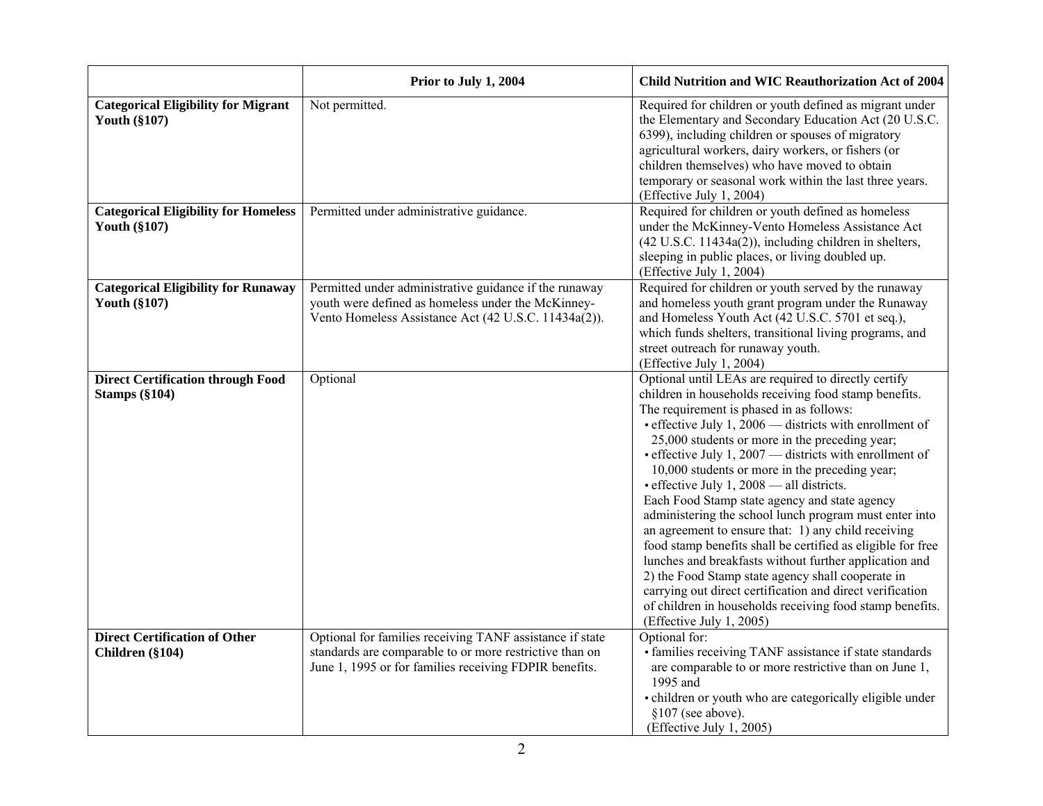| | Prior to July 1, 2004 | Child Nutrition and WIC Reauthorization Act of 2004 |
|---|---|---|
| **Categorical Eligibility for Migrant Youth (§107)** | Not permitted. | Required for children or youth defined as migrant under the Elementary and Secondary Education Act (20 U.S.C. 6399), including children or spouses of migratory agricultural workers, dairy workers, or fishers (or children themselves) who have moved to obtain temporary or seasonal work within the last three years. (Effective July 1, 2004) |
| **Categorical Eligibility for Homeless Youth (§107)** | Permitted under administrative guidance. | Required for children or youth defined as homeless under the McKinney-Vento Homeless Assistance Act (42 U.S.C. 11434a(2)), including children in shelters, sleeping in public places, or living doubled up. (Effective July 1, 2004) |
| **Categorical Eligibility for Runaway Youth (§107)** | Permitted under administrative guidance if the runaway youth were defined as homeless under the McKinney-Vento Homeless Assistance Act (42 U.S.C. 11434a(2)). | Required for children or youth served by the runaway and homeless youth grant program under the Runaway and Homeless Youth Act (42 U.S.C. 5701 et seq.), which funds shelters, transitional living programs, and street outreach for runaway youth. (Effective July 1, 2004) |
| **Direct Certification through Food Stamps (§104)** | Optional | Optional until LEAs are required to directly certify children in households receiving food stamp benefits. The requirement is phased in as follows: <br>• effective July 1, 2006 — districts with enrollment of 25,000 students or more in the preceding year; <br>• effective July 1, 2007 — districts with enrollment of 10,000 students or more in the preceding year; <br>• effective July 1, 2008 — all districts. <br>Each Food Stamp state agency and state agency administering the school lunch program must enter into an agreement to ensure that: 1) any child receiving food stamp benefits shall be certified as eligible for free lunches and breakfasts without further application and 2) the Food Stamp state agency shall cooperate in carrying out direct certification and direct verification of children in households receiving food stamp benefits. (Effective July 1, 2005) |
| **Direct Certification of Other Children (§104)** | Optional for families receiving TANF assistance if state standards are comparable to or more restrictive than on June 1, 1995 or for families receiving FDPIR benefits. | Optional for: <br>• families receiving TANF assistance if state standards are comparable to or more restrictive than on June 1, 1995 and <br>• children or youth who are categorically eligible under §107 (see above). <br>(Effective July 1, 2005) |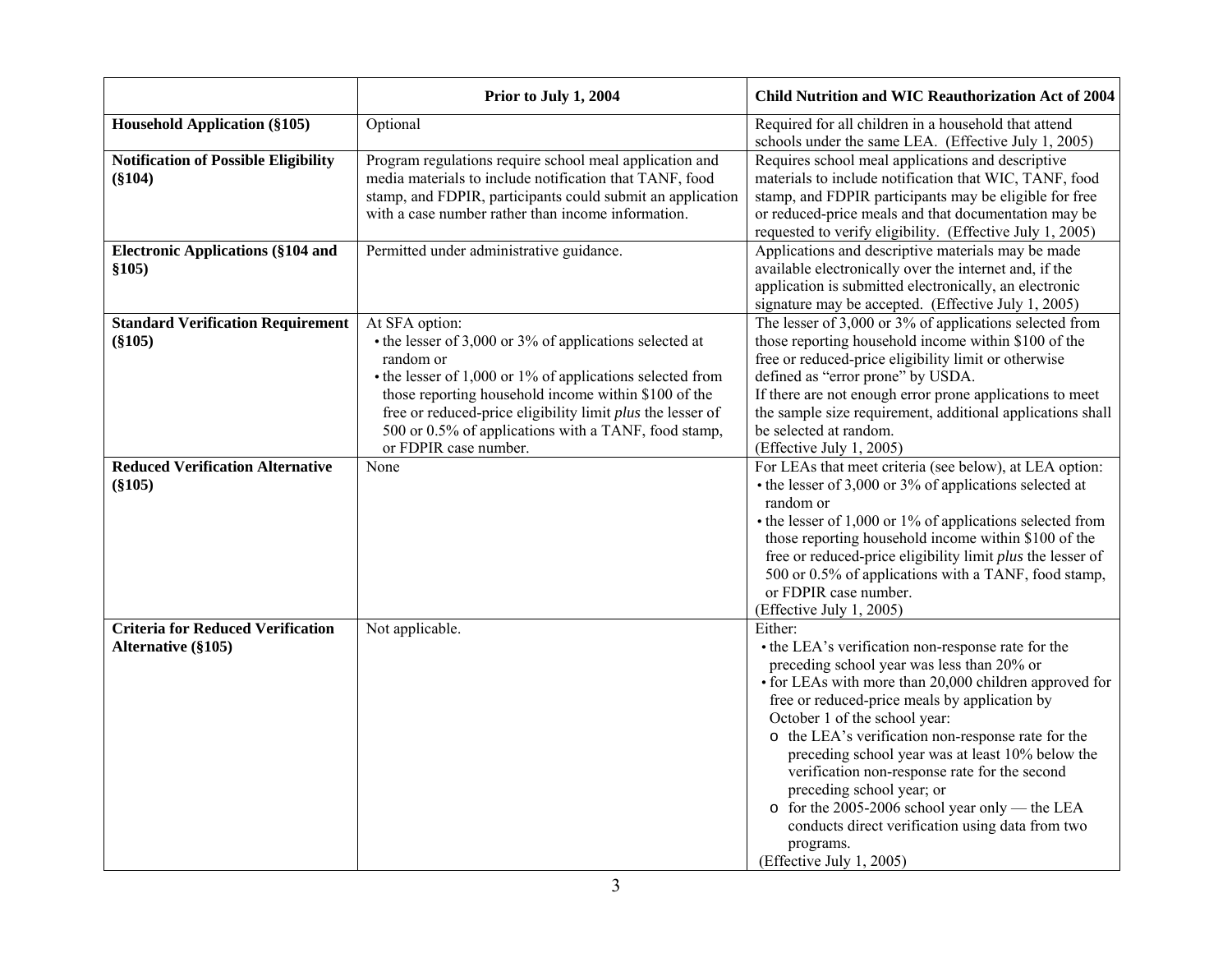| | Prior to July 1, 2004 | Child Nutrition and WIC Reauthorization Act of 2004 |
|---|---|---|
| **Household Application (§105)** | Optional | Required for all children in a household that attend schools under the same LEA. (Effective July 1, 2005) |
| **Notification of Possible Eligibility (§104)** | Program regulations require school meal application and media materials to include notification that TANF, food stamp, and FDPIR, participants could submit an application with a case number rather than income information. | Requires school meal applications and descriptive materials to include notification that WIC, TANF, food stamp, and FDPIR participants may be eligible for free or reduced-price meals and that documentation may be requested to verify eligibility. (Effective July 1, 2005) |
| **Electronic Applications (§104 and §105)** | Permitted under administrative guidance. | Applications and descriptive materials may be made available electronically over the internet and, if the application is submitted electronically, an electronic signature may be accepted. (Effective July 1, 2005) |
| **Standard Verification Requirement (§105)** | At SFA option:<br>• the lesser of 3,000 or 3% of applications selected at random or<br>• the lesser of 1,000 or 1% of applications selected from those reporting household income within $100 of the free or reduced-price eligibility limit *plus* the lesser of 500 or 0.5% of applications with a TANF, food stamp, or FDPIR case number. | The lesser of 3,000 or 3% of applications selected from those reporting household income within $100 of the free or reduced-price eligibility limit or otherwise defined as "error prone" by USDA.<br>If there are not enough error prone applications to meet the sample size requirement, additional applications shall be selected at random.<br>(Effective July 1, 2005) |
| **Reduced Verification Alternative (§105)** | None | For LEAs that meet criteria (see below), at LEA option:<br>• the lesser of 3,000 or 3% of applications selected at random or<br>• the lesser of 1,000 or 1% of applications selected from those reporting household income within $100 of the free or reduced-price eligibility limit *plus* the lesser of 500 or 0.5% of applications with a TANF, food stamp, or FDPIR case number.<br>(Effective July 1, 2005) |
| **Criteria for Reduced Verification Alternative (§105)** | Not applicable. | Either:<br>• the LEA's verification non-response rate for the preceding school year was less than 20% or<br>• for LEAs with more than 20,000 children approved for free or reduced-price meals by application by October 1 of the school year:<br>  o the LEA's verification non-response rate for the preceding school year was at least 10% below the verification non-response rate for the second preceding school year; or<br>  o for the 2005-2006 school year only — the LEA conducts direct verification using data from two programs.<br>(Effective July 1, 2005) |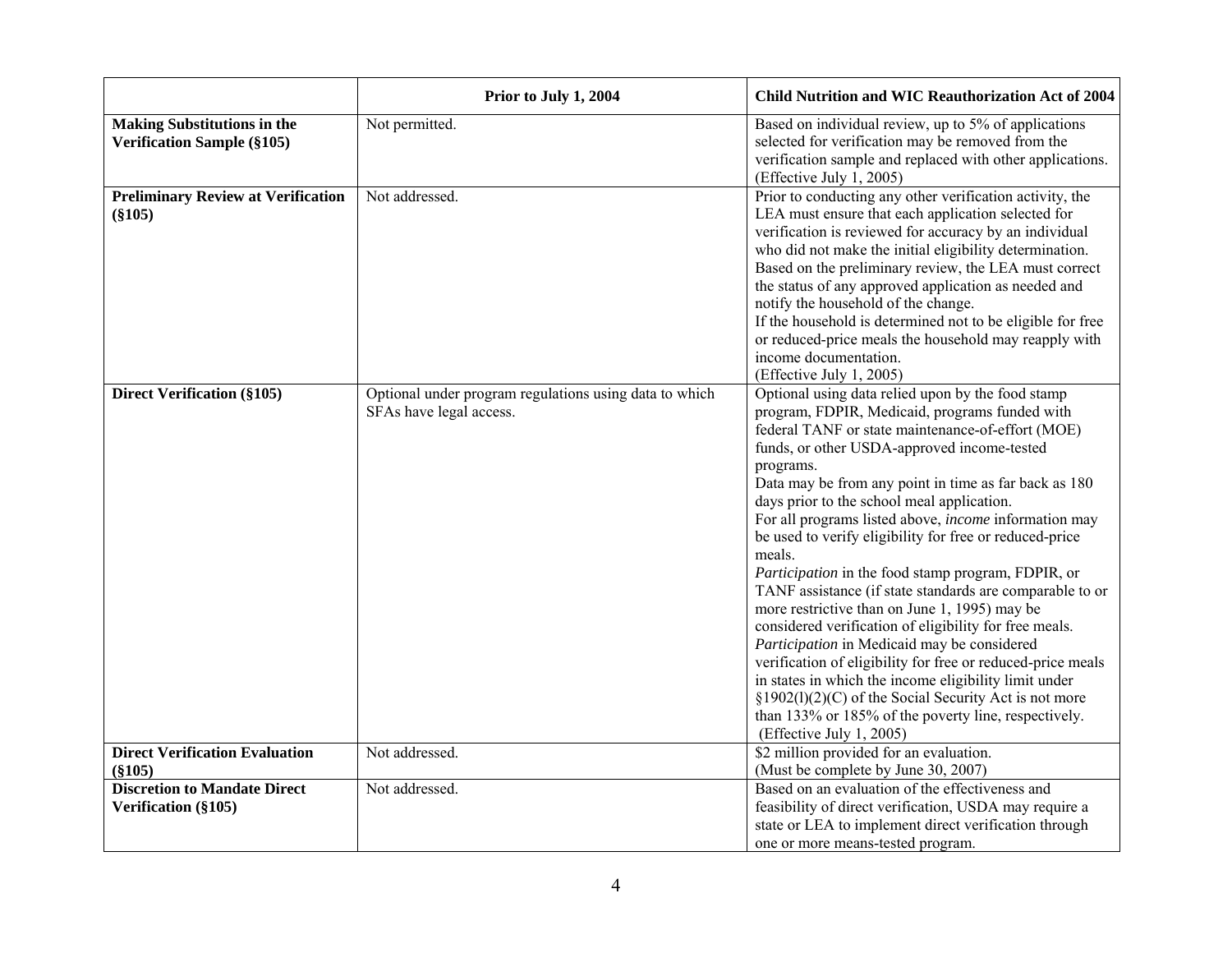| | Prior to July 1, 2004 | Child Nutrition and WIC Reauthorization Act of 2004 |
|---|---|---|
| **Making Substitutions in the Verification Sample (§105)** | Not permitted. | Based on individual review, up to 5% of applications selected for verification may be removed from the verification sample and replaced with other applications. (Effective July 1, 2005) |
| **Preliminary Review at Verification (§105)** | Not addressed. | Prior to conducting any other verification activity, the LEA must ensure that each application selected for verification is reviewed for accuracy by an individual who did not make the initial eligibility determination. Based on the preliminary review, the LEA must correct the status of any approved application as needed and notify the household of the change.<br>If the household is determined not to be eligible for free or reduced-price meals the household may reapply with income documentation.<br>(Effective July 1, 2005) |
| **Direct Verification (§105)** | Optional under program regulations using data to which SFAs have legal access. | Optional using data relied upon by the food stamp program, FDPIR, Medicaid, programs funded with federal TANF or state maintenance-of-effort (MOE) funds, or other USDA-approved income-tested programs.<br>Data may be from any point in time as far back as 180 days prior to the school meal application.<br>For all programs listed above, *income* information may be used to verify eligibility for free or reduced-price meals.<br>*Participation* in the food stamp program, FDPIR, or TANF assistance (if state standards are comparable to or more restrictive than on June 1, 1995) may be considered verification of eligibility for free meals.<br>*Participation* in Medicaid may be considered verification of eligibility for free or reduced-price meals in states in which the income eligibility limit under §1902(l)(2)(C) of the Social Security Act is not more than 133% or 185% of the poverty line, respectively.<br>(Effective July 1, 2005) |
| **Direct Verification Evaluation (§105)** | Not addressed. | $2 million provided for an evaluation.<br>(Must be complete by June 30, 2007) |
| **Discretion to Mandate Direct Verification (§105)** | Not addressed. | Based on an evaluation of the effectiveness and feasibility of direct verification, USDA may require a state or LEA to implement direct verification through one or more means-tested program. |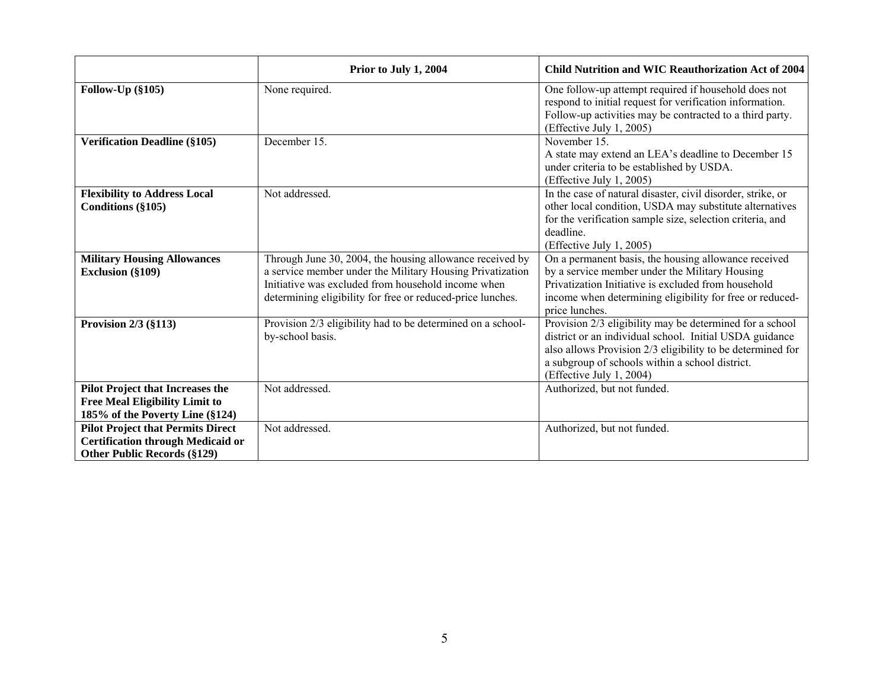| | Prior to July 1, 2004 | Child Nutrition and WIC Reauthorization Act of 2004 |
|---|---|---|
| **Follow-Up (§105)** | None required. | One follow-up attempt required if household does not respond to initial request for verification information. Follow-up activities may be contracted to a third party. (Effective July 1, 2005) |
| **Verification Deadline (§105)** | December 15. | November 15. A state may extend an LEA's deadline to December 15 under criteria to be established by USDA. (Effective July 1, 2005) |
| **Flexibility to Address Local Conditions (§105)** | Not addressed. | In the case of natural disaster, civil disorder, strike, or other local condition, USDA may substitute alternatives for the verification sample size, selection criteria, and deadline. (Effective July 1, 2005) |
| **Military Housing Allowances Exclusion (§109)** | Through June 30, 2004, the housing allowance received by a service member under the Military Housing Privatization Initiative was excluded from household income when determining eligibility for free or reduced-price lunches. | On a permanent basis, the housing allowance received by a service member under the Military Housing Privatization Initiative is excluded from household income when determining eligibility for free or reduced-price lunches. |
| **Provision 2/3 (§113)** | Provision 2/3 eligibility had to be determined on a school-by-school basis. | Provision 2/3 eligibility may be determined for a school district or an individual school. Initial USDA guidance also allows Provision 2/3 eligibility to be determined for a subgroup of schools within a school district. (Effective July 1, 2004) |
| **Pilot Project that Increases the Free Meal Eligibility Limit to 185% of the Poverty Line (§124)** | Not addressed. | Authorized, but not funded. |
| **Pilot Project that Permits Direct Certification through Medicaid or Other Public Records (§129)** | Not addressed. | Authorized, but not funded. |